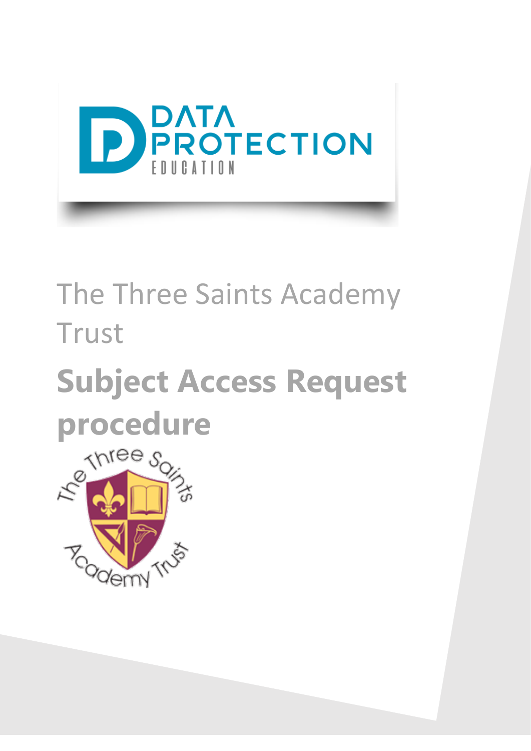DATA PROTECTION EDUCATION

The Three Saints Academy Trust

# Subject Access Request procedure

The Three Saints Academy Trust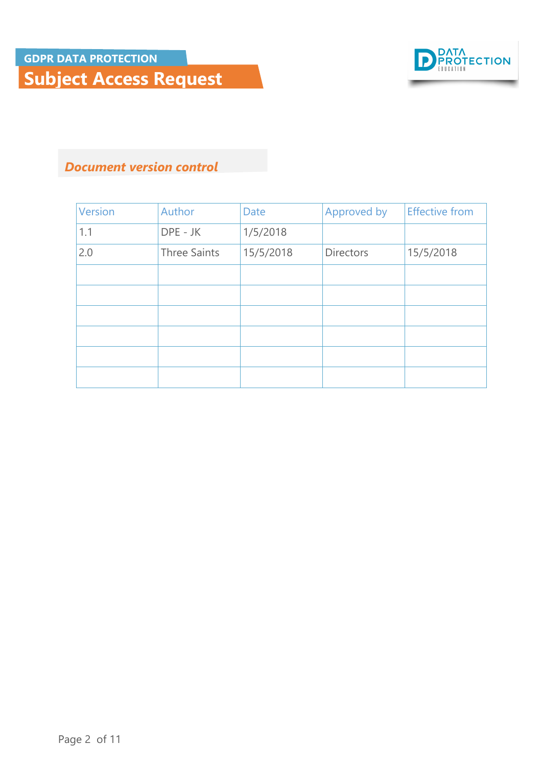# GDPR DATA PROTECTION

## Subject Access Request

### *Document version control*

| Version | Author | Date | Approved by | Effective from |
|---|---|---|---|---|
| 1.1 | DPE - JK | 1/5/2018 | | |
| 2.0 | Three Saints | 15/5/2018 | Directors | 15/5/2018 |
| | | | | |
| | | | | |
| | | | | |
| | | | | |
| | | | | |
| | | | | |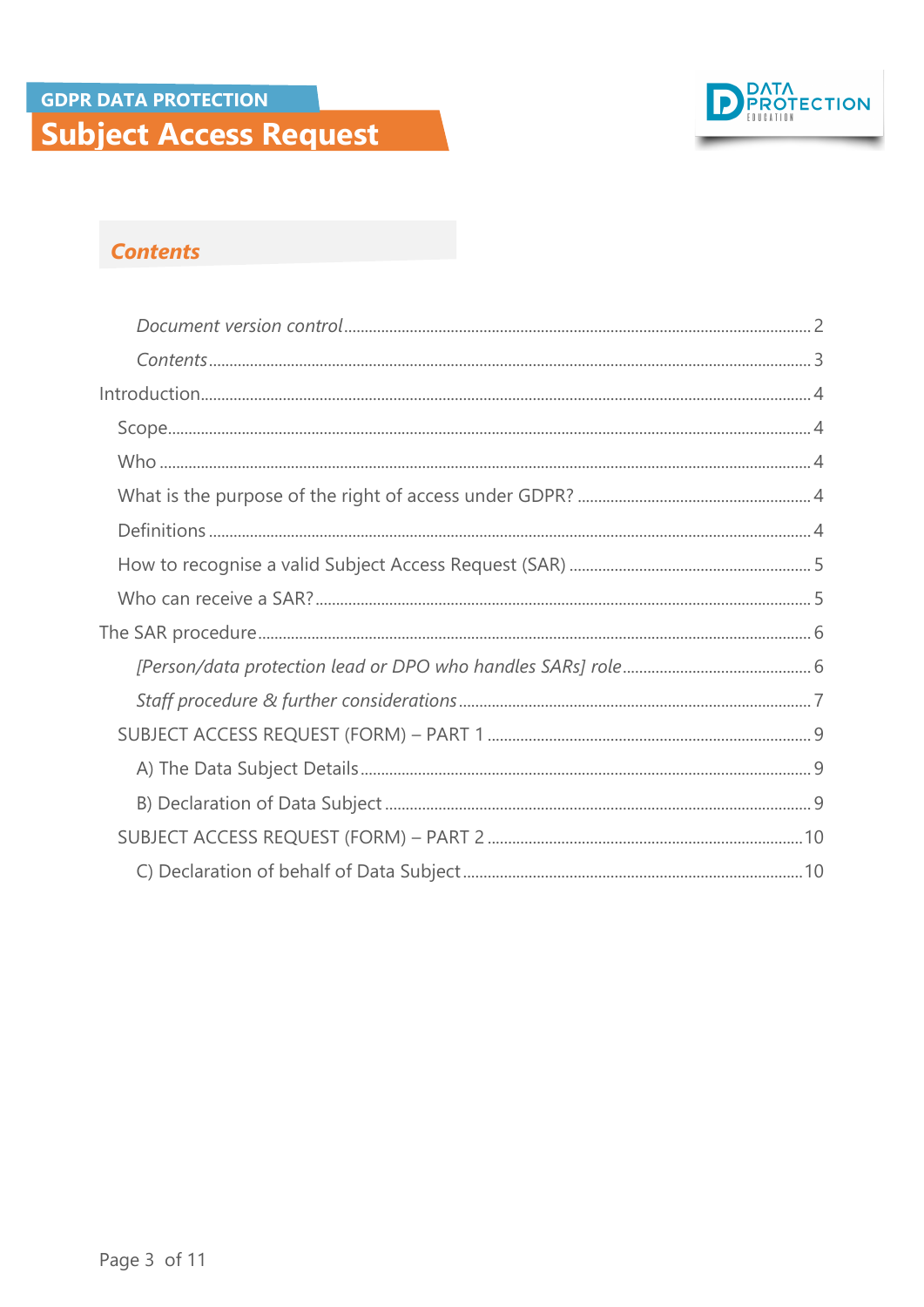## *Contents*

*Document version control* ........ 2

*Contents* ........ 3

Introduction ........ 4

- Scope ........ 4
- Who ........ 4
- What is the purpose of the right of access under GDPR? ........ 4
- Definitions ........ 4
- How to recognise a valid Subject Access Request (SAR) ........ 5
- Who can receive a SAR? ........ 5

The SAR procedure ........ 6

- *[Person/data protection lead or DPO who handles SARs] role* ........ 6
- *Staff procedure & further considerations* ........ 7
- SUBJECT ACCESS REQUEST (FORM) – PART 1 ........ 9
  - A) The Data Subject Details ........ 9
  - B) Declaration of Data Subject ........ 9
- SUBJECT ACCESS REQUEST (FORM) – PART 2 ........ 10
  - C) Declaration of behalf of Data Subject ........ 10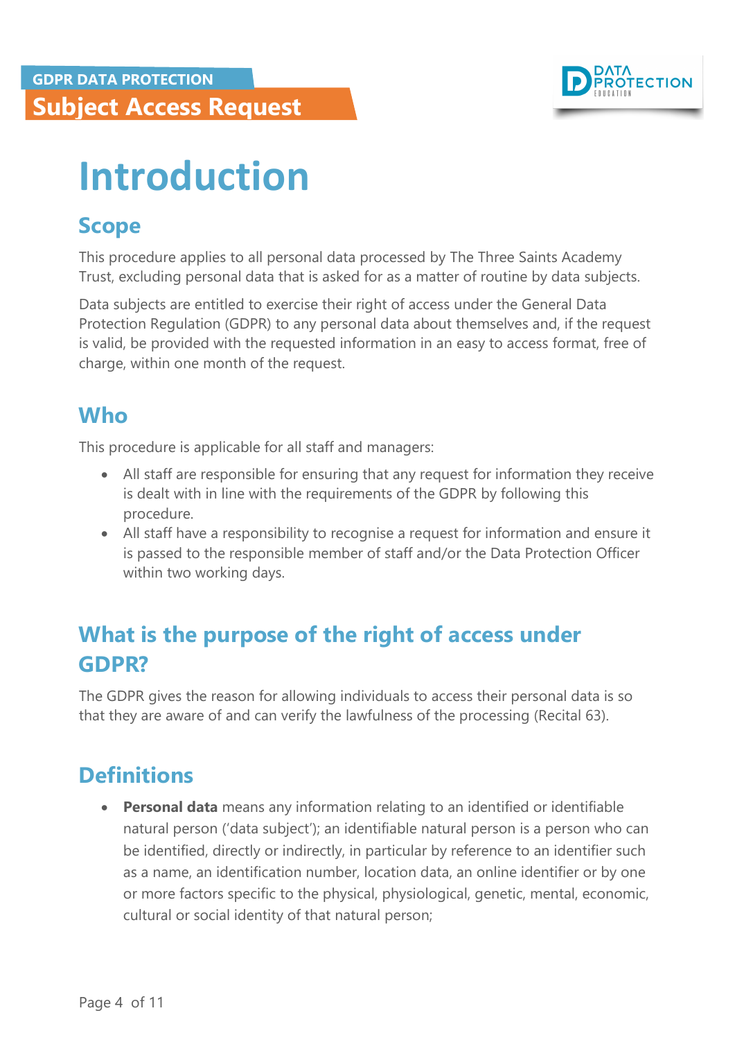# Introduction

## Scope

This procedure applies to all personal data processed by The Three Saints Academy Trust, excluding personal data that is asked for as a matter of routine by data subjects.

Data subjects are entitled to exercise their right of access under the General Data Protection Regulation (GDPR) to any personal data about themselves and, if the request is valid, be provided with the requested information in an easy to access format, free of charge, within one month of the request.

## Who

This procedure is applicable for all staff and managers:

- All staff are responsible for ensuring that any request for information they receive is dealt with in line with the requirements of the GDPR by following this procedure.
- All staff have a responsibility to recognise a request for information and ensure it is passed to the responsible member of staff and/or the Data Protection Officer within two working days.

## What is the purpose of the right of access under GDPR?

The GDPR gives the reason for allowing individuals to access their personal data is so that they are aware of and can verify the lawfulness of the processing (Recital 63).

## Definitions

- **Personal data** means any information relating to an identified or identifiable natural person ('data subject'); an identifiable natural person is a person who can be identified, directly or indirectly, in particular by reference to an identifier such as a name, an identification number, location data, an online identifier or by one or more factors specific to the physical, physiological, genetic, mental, economic, cultural or social identity of that natural person;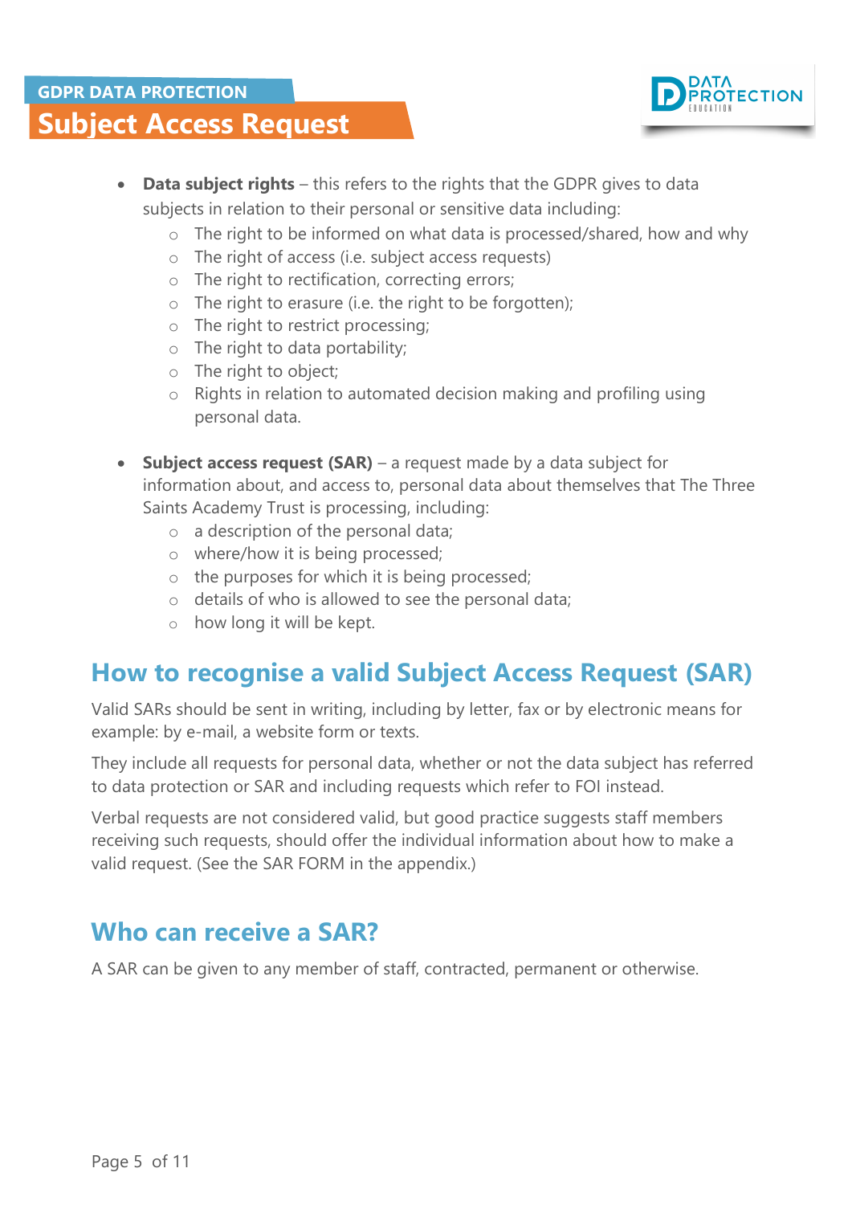- **Data subject rights** – this refers to the rights that the GDPR gives to data subjects in relation to their personal or sensitive data including:
  - The right to be informed on what data is processed/shared, how and why
  - The right of access (i.e. subject access requests)
  - The right to rectification, correcting errors;
  - The right to erasure (i.e. the right to be forgotten);
  - The right to restrict processing;
  - The right to data portability;
  - The right to object;
  - Rights in relation to automated decision making and profiling using personal data.

- **Subject access request (SAR)** – a request made by a data subject for information about, and access to, personal data about themselves that The Three Saints Academy Trust is processing, including:
  - a description of the personal data;
  - where/how it is being processed;
  - the purposes for which it is being processed;
  - details of who is allowed to see the personal data;
  - how long it will be kept.

## How to recognise a valid Subject Access Request (SAR)

Valid SARs should be sent in writing, including by letter, fax or by electronic means for example: by e-mail, a website form or texts.

They include all requests for personal data, whether or not the data subject has referred to data protection or SAR and including requests which refer to FOI instead.

Verbal requests are not considered valid, but good practice suggests staff members receiving such requests, should offer the individual information about how to make a valid request. (See the SAR FORM in the appendix.)

## Who can receive a SAR?

A SAR can be given to any member of staff, contracted, permanent or otherwise.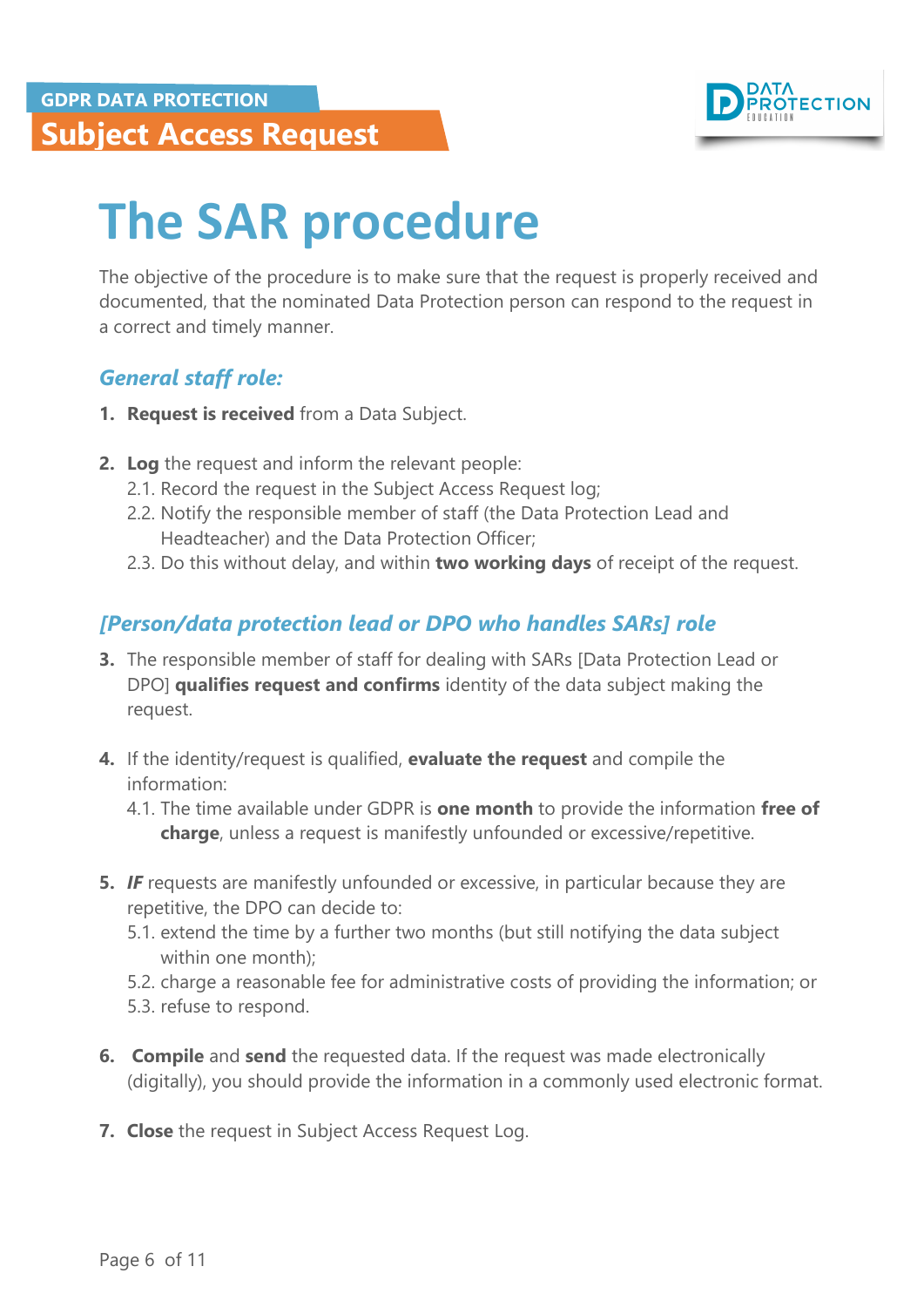# The SAR procedure

The objective of the procedure is to make sure that the request is properly received and documented, that the nominated Data Protection person can respond to the request in a correct and timely manner.

### *General staff role:*

1. **Request is received** from a Data Subject.

2. **Log** the request and inform the relevant people:
   2.1. Record the request in the Subject Access Request log;
   2.2. Notify the responsible member of staff (the Data Protection Lead and Headteacher) and the Data Protection Officer;
   2.3. Do this without delay, and within **two working days** of receipt of the request.

### *[Person/data protection lead or DPO who handles SARs] role*

3. The responsible member of staff for dealing with SARs [Data Protection Lead or DPO] **qualifies request and confirms** identity of the data subject making the request.

4. If the identity/request is qualified, **evaluate the request** and compile the information:
   4.1. The time available under GDPR is **one month** to provide the information **free of charge**, unless a request is manifestly unfounded or excessive/repetitive.

5. ***IF*** requests are manifestly unfounded or excessive, in particular because they are repetitive, the DPO can decide to:
   5.1. extend the time by a further two months (but still notifying the data subject within one month);
   5.2. charge a reasonable fee for administrative costs of providing the information; or
   5.3. refuse to respond.

6. **Compile** and **send** the requested data. If the request was made electronically (digitally), you should provide the information in a commonly used electronic format.

7. **Close** the request in Subject Access Request Log.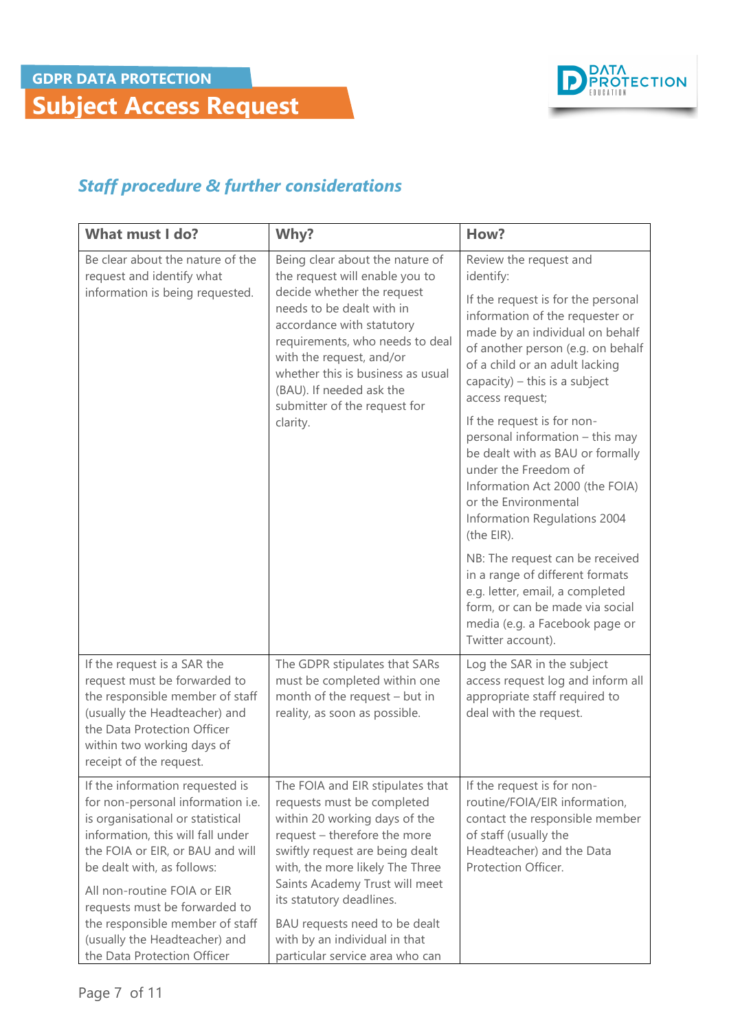## Staff procedure & further considerations

| What must I do? | Why? | How? |
|---|---|---|
| Be clear about the nature of the request and identify what information is being requested. | Being clear about the nature of the request will enable you to decide whether the request needs to be dealt with in accordance with statutory requirements, who needs to deal with the request, and/or whether this is business as usual (BAU). If needed ask the submitter of the request for clarity. | Review the request and identify:<br><br>If the request is for the personal information of the requester or made by an individual on behalf of another person (e.g. on behalf of a child or an adult lacking capacity) – this is a subject access request;<br><br>If the request is for non-personal information – this may be dealt with as BAU or formally under the Freedom of Information Act 2000 (the FOIA) or the Environmental Information Regulations 2004 (the EIR).<br><br>NB: The request can be received in a range of different formats e.g. letter, email, a completed form, or can be made via social media (e.g. a Facebook page or Twitter account). |
| If the request is a SAR the request must be forwarded to the responsible member of staff (usually the Headteacher) and the Data Protection Officer within two working days of receipt of the request. | The GDPR stipulates that SARs must be completed within one month of the request – but in reality, as soon as possible. | Log the SAR in the subject access request log and inform all appropriate staff required to deal with the request. |
| If the information requested is for non-personal information i.e. is organisational or statistical information, this will fall under the FOIA or EIR, or BAU and will be dealt with, as follows:<br><br>All non-routine FOIA or EIR requests must be forwarded to the responsible member of staff (usually the Headteacher) and the Data Protection Officer | The FOIA and EIR stipulates that requests must be completed within 20 working days of the request – therefore the more swiftly request are being dealt with, the more likely The Three Saints Academy Trust will meet its statutory deadlines.<br><br>BAU requests need to be dealt with by an individual in that particular service area who can | If the request is for non-routine/FOIA/EIR information, contact the responsible member of staff (usually the Headteacher) and the Data Protection Officer. |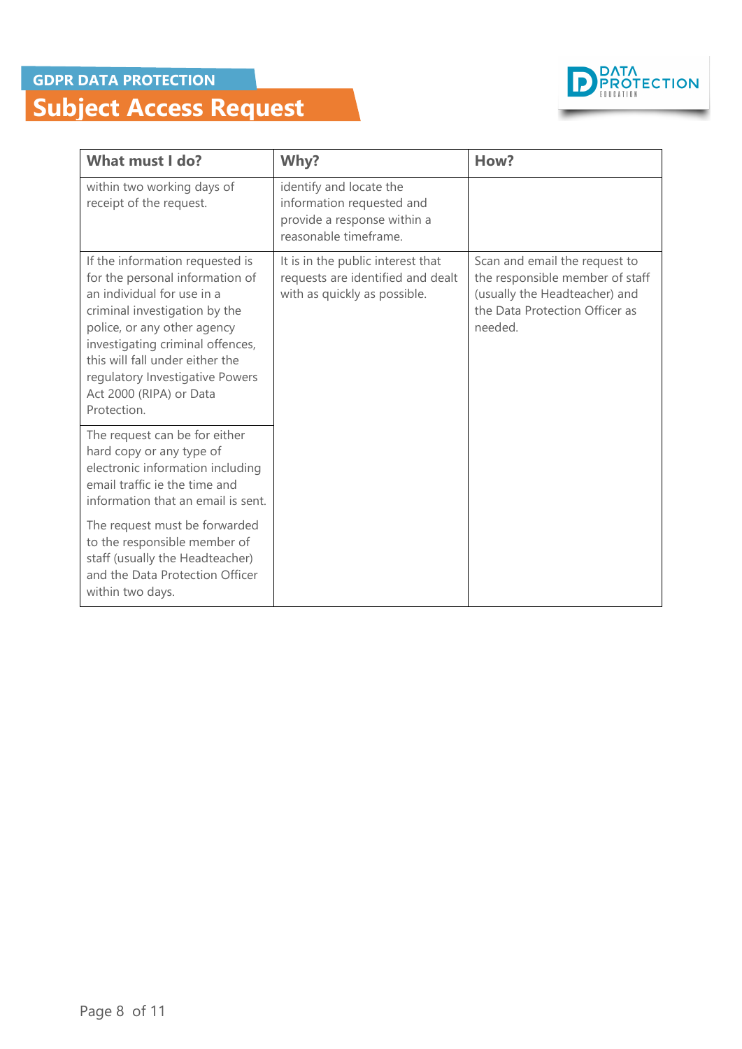## GDPR DATA PROTECTION

# Subject Access Request

| What must I do? | Why? | How? |
| --- | --- | --- |
| within two working days of receipt of the request. | identify and locate the information requested and provide a response within a reasonable timeframe. | |
| If the information requested is for the personal information of an individual for use in a criminal investigation by the police, or any other agency investigating criminal offences, this will fall under either the regulatory Investigative Powers Act 2000 (RIPA) or Data Protection. | It is in the public interest that requests are identified and dealt with as quickly as possible. | Scan and email the request to the responsible member of staff (usually the Headteacher) and the Data Protection Officer as needed. |
| The request can be for either hard copy or any type of electronic information including email traffic ie the time and information that an email is sent.<br><br>The request must be forwarded to the responsible member of staff (usually the Headteacher) and the Data Protection Officer within two days. | | |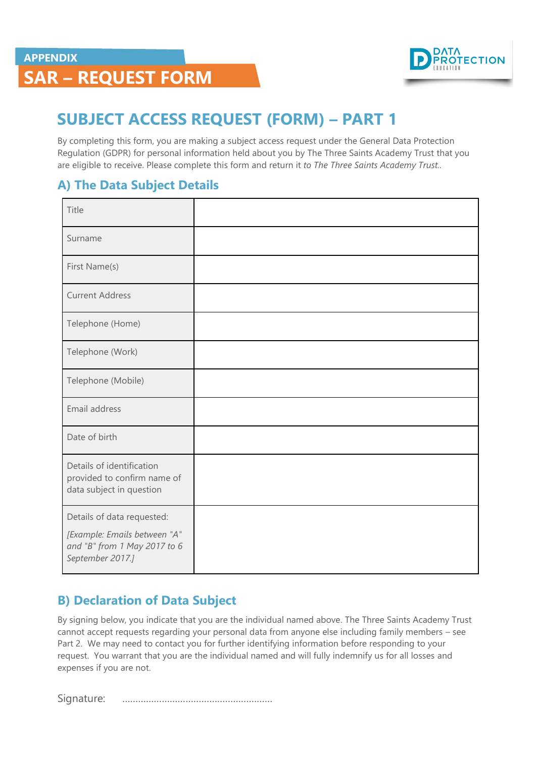APPENDIX

# SAR – REQUEST FORM

## SUBJECT ACCESS REQUEST (FORM) – PART 1

By completing this form, you are making a subject access request under the General Data Protection Regulation (GDPR) for personal information held about you by The Three Saints Academy Trust that you are eligible to receive. Please complete this form and return it *to The Three Saints Academy Trust.*.

### A) The Data Subject Details

| | |
|---|---|
| Title | |
| Surname | |
| First Name(s) | |
| Current Address | |
| Telephone (Home) | |
| Telephone (Work) | |
| Telephone (Mobile) | |
| Email address | |
| Date of birth | |
| Details of identification provided to confirm name of data subject in question | |
| Details of data requested: *[Example: Emails between "A" and "B" from 1 May 2017 to 6 September 2017.]* | |

### B) Declaration of Data Subject

By signing below, you indicate that you are the individual named above. The Three Saints Academy Trust cannot accept requests regarding your personal data from anyone else including family members – see Part 2. We may need to contact you for further identifying information before responding to your request. You warrant that you are the individual named and will fully indemnify us for all losses and expenses if you are not.

Signature: ……………………………………………….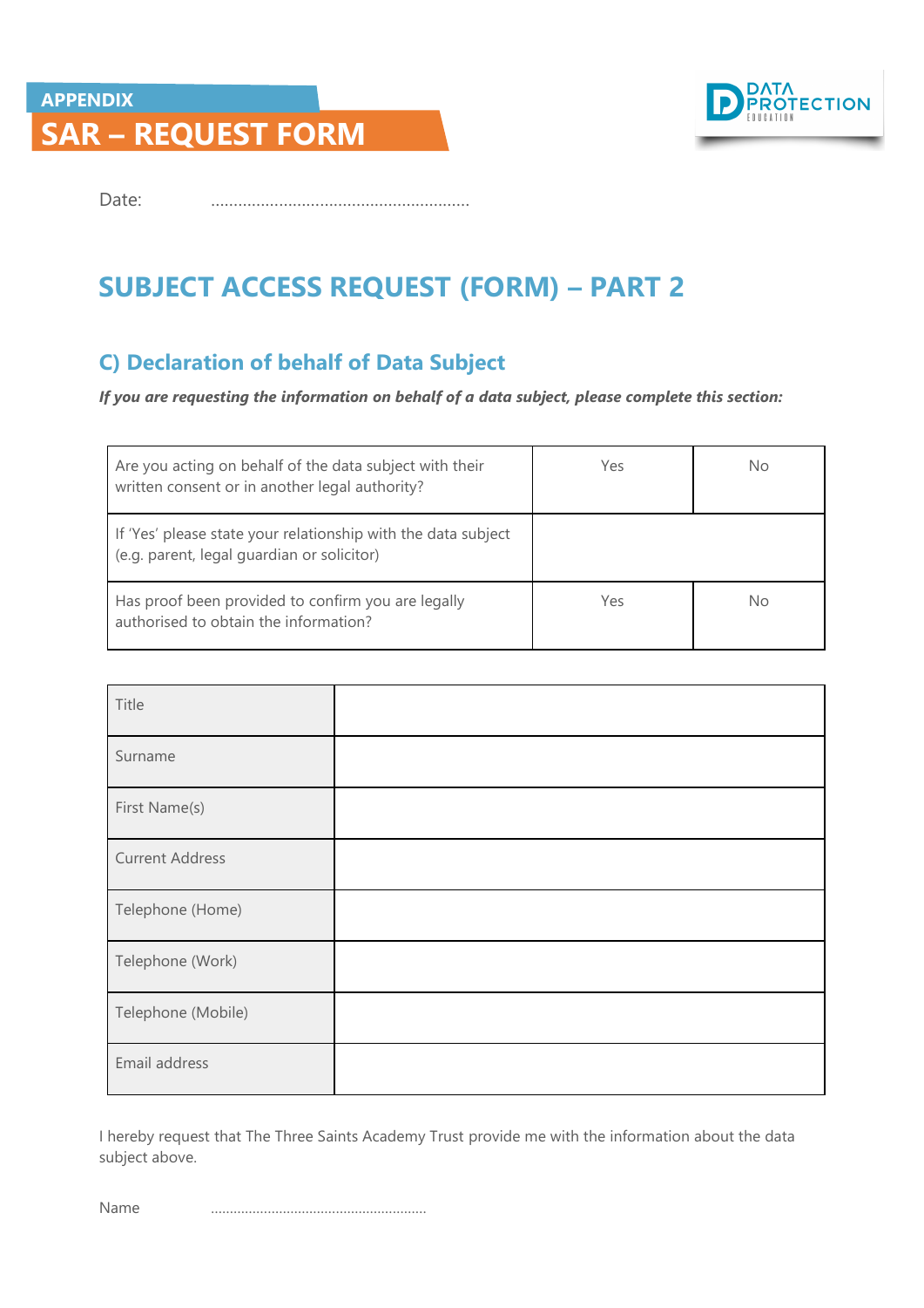APPENDIX

# SAR – REQUEST FORM

Date: ........................................................

## SUBJECT ACCESS REQUEST (FORM) – PART 2

### C) Declaration of behalf of Data Subject

***If you are requesting the information on behalf of a data subject, please complete this section:***

| | | |
|---|---|---|
| Are you acting on behalf of the data subject with their written consent or in another legal authority? | Yes | No |
| If 'Yes' please state your relationship with the data subject (e.g. parent, legal guardian or solicitor) | | |
| Has proof been provided to confirm you are legally authorised to obtain the information? | Yes | No |

| | |
|---|---|
| Title | |
| Surname | |
| First Name(s) | |
| Current Address | |
| Telephone (Home) | |
| Telephone (Work) | |
| Telephone (Mobile) | |
| Email address | |

I hereby request that The Three Saints Academy Trust provide me with the information about the data subject above.

Name ........................................................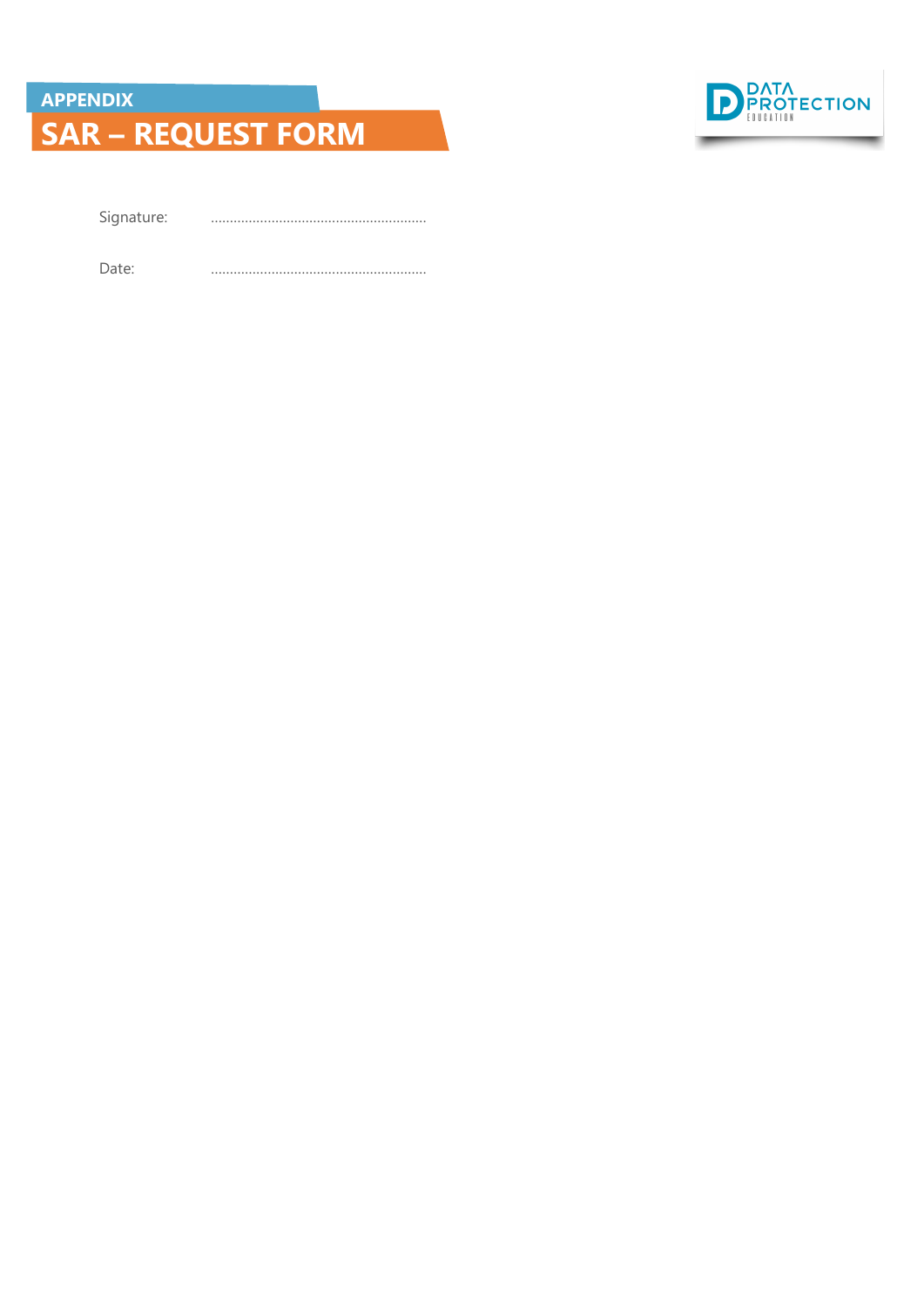**APPENDIX**

# SAR – REQUEST FORM

Signature: ........................................................

Date: ........................................................